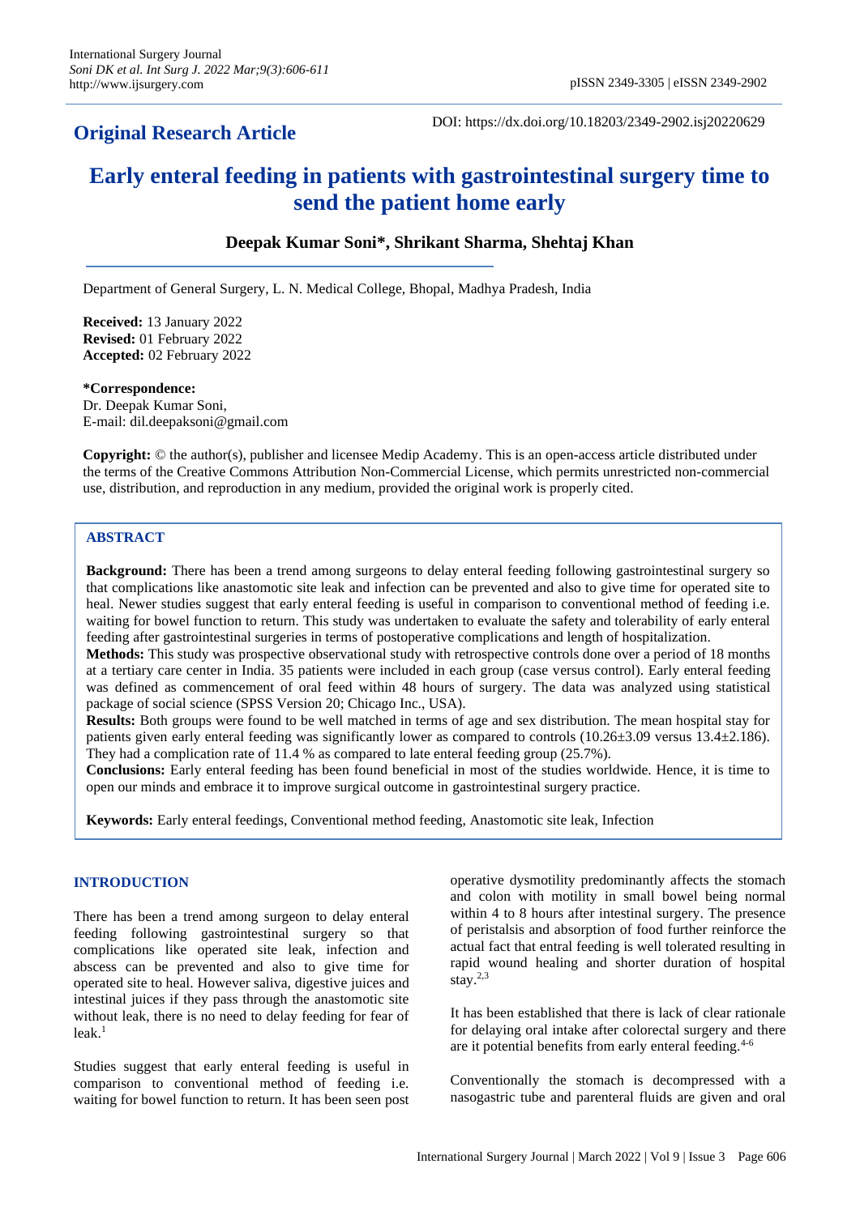## Original Research Article

DOI: https://dx.doi.org/10.18203/2349-2902.isj20220629

# Early enteral feeding in patients with gastrointestinal surgery time to send the patient home early

**Deepak Kumar Soni\*, Shrikant Sharma, Shehtaj Khan**

Department of General Surgery, L. N. Medical College, Bhopal, Madhya Pradesh, India

**Received:** 13 January 2022
**Revised:** 01 February 2022
**Accepted:** 02 February 2022

**\*Correspondence:**
Dr. Deepak Kumar Soni,
E-mail: dil.deepaksoni@gmail.com

**Copyright:** © the author(s), publisher and licensee Medip Academy. This is an open-access article distributed under the terms of the Creative Commons Attribution Non-Commercial License, which permits unrestricted non-commercial use, distribution, and reproduction in any medium, provided the original work is properly cited.

## ABSTRACT

**Background:** There has been a trend among surgeons to delay enteral feeding following gastrointestinal surgery so that complications like anastomotic site leak and infection can be prevented and also to give time for operated site to heal. Newer studies suggest that early enteral feeding is useful in comparison to conventional method of feeding i.e. waiting for bowel function to return. This study was undertaken to evaluate the safety and tolerability of early enteral feeding after gastrointestinal surgeries in terms of postoperative complications and length of hospitalization.

**Methods:** This study was prospective observational study with retrospective controls done over a period of 18 months at a tertiary care center in India. 35 patients were included in each group (case versus control). Early enteral feeding was defined as commencement of oral feed within 48 hours of surgery. The data was analyzed using statistical package of social science (SPSS Version 20; Chicago Inc., USA).

**Results:** Both groups were found to be well matched in terms of age and sex distribution. The mean hospital stay for patients given early enteral feeding was significantly lower as compared to controls (10.26±3.09 versus 13.4±2.186). They had a complication rate of 11.4 % as compared to late enteral feeding group (25.7%).

**Conclusions:** Early enteral feeding has been found beneficial in most of the studies worldwide. Hence, it is time to open our minds and embrace it to improve surgical outcome in gastrointestinal surgery practice.

**Keywords:** Early enteral feedings, Conventional method feeding, Anastomotic site leak, Infection

## INTRODUCTION

There has been a trend among surgeon to delay enteral feeding following gastrointestinal surgery so that complications like operated site leak, infection and abscess can be prevented and also to give time for operated site to heal. However saliva, digestive juices and intestinal juices if they pass through the anastomotic site without leak, there is no need to delay feeding for fear of leak.[1]

Studies suggest that early enteral feeding is useful in comparison to conventional method of feeding i.e. waiting for bowel function to return. It has been seen post operative dysmotility predominantly affects the stomach and colon with motility in small bowel being normal within 4 to 8 hours after intestinal surgery. The presence of peristalsis and absorption of food further reinforce the actual fact that entral feeding is well tolerated resulting in rapid wound healing and shorter duration of hospital stay.[2,3]

It has been established that there is lack of clear rationale for delaying oral intake after colorectal surgery and there are it potential benefits from early enteral feeding.[4-6]

Conventionally the stomach is decompressed with a nasogastric tube and parenteral fluids are given and oral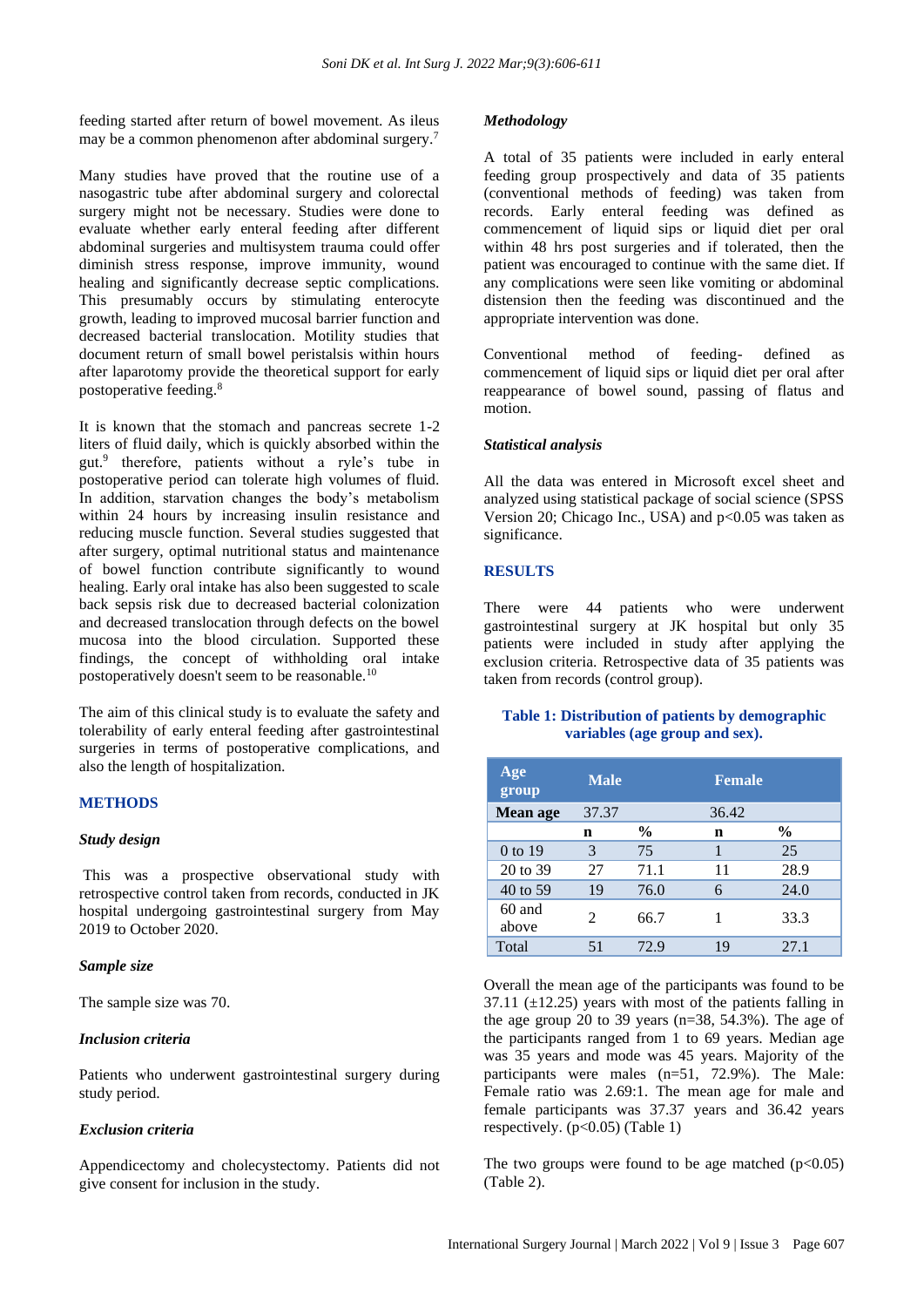feeding started after return of bowel movement. As ileus may be a common phenomenon after abdominal surgery.[7]

Many studies have proved that the routine use of a nasogastric tube after abdominal surgery and colorectal surgery might not be necessary. Studies were done to evaluate whether early enteral feeding after different abdominal surgeries and multisystem trauma could offer diminish stress response, improve immunity, wound healing and significantly decrease septic complications. This presumably occurs by stimulating enterocyte growth, leading to improved mucosal barrier function and decreased bacterial translocation. Motility studies that document return of small bowel peristalsis within hours after laparotomy provide the theoretical support for early postoperative feeding.[8]

It is known that the stomach and pancreas secrete 1-2 liters of fluid daily, which is quickly absorbed within the gut.[9] therefore, patients without a ryle's tube in postoperative period can tolerate high volumes of fluid. In addition, starvation changes the body's metabolism within 24 hours by increasing insulin resistance and reducing muscle function. Several studies suggested that after surgery, optimal nutritional status and maintenance of bowel function contribute significantly to wound healing. Early oral intake has also been suggested to scale back sepsis risk due to decreased bacterial colonization and decreased translocation through defects on the bowel mucosa into the blood circulation. Supported these findings, the concept of withholding oral intake postoperatively doesn't seem to be reasonable.[10]

The aim of this clinical study is to evaluate the safety and tolerability of early enteral feeding after gastrointestinal surgeries in terms of postoperative complications, and also the length of hospitalization.

## METHODS

### *Study design*

This was a prospective observational study with retrospective control taken from records, conducted in JK hospital undergoing gastrointestinal surgery from May 2019 to October 2020.

### *Sample size*

The sample size was 70.

### *Inclusion criteria*

Patients who underwent gastrointestinal surgery during study period.

### *Exclusion criteria*

Appendicectomy and cholecystectomy. Patients did not give consent for inclusion in the study.

### *Methodology*

A total of 35 patients were included in early enteral feeding group prospectively and data of 35 patients (conventional methods of feeding) was taken from records. Early enteral feeding was defined as commencement of liquid sips or liquid diet per oral within 48 hrs post surgeries and if tolerated, then the patient was encouraged to continue with the same diet. If any complications were seen like vomiting or abdominal distension then the feeding was discontinued and the appropriate intervention was done.

Conventional method of feeding- defined as commencement of liquid sips or liquid diet per oral after reappearance of bowel sound, passing of flatus and motion.

### *Statistical analysis*

All the data was entered in Microsoft excel sheet and analyzed using statistical package of social science (SPSS Version 20; Chicago Inc., USA) and $p<0.05$ was taken as significance.

## RESULTS

There were 44 patients who were underwent gastrointestinal surgery at JK hospital but only 35 patients were included in study after applying the exclusion criteria. Retrospective data of 35 patients was taken from records (control group).

**Table 1: Distribution of patients by demographic variables (age group and sex).**

| Age group | Male | | Female | |
|---|---|---|---|---|
| **Mean age** | 37.37 | | 36.42 | |
| | **n** | **%** | **n** | **%** |
| 0 to 19 | 3 | 75 | 1 | 25 |
| 20 to 39 | 27 | 71.1 | 11 | 28.9 |
| 40 to 59 | 19 | 76.0 | 6 | 24.0 |
| 60 and above | 2 | 66.7 | 1 | 33.3 |
| Total | 51 | 72.9 | 19 | 27.1 |

Overall the mean age of the participants was found to be 37.11 (±12.25) years with most of the patients falling in the age group 20 to 39 years (n=38, 54.3%). The age of the participants ranged from 1 to 69 years. Median age was 35 years and mode was 45 years. Majority of the participants were males (n=51, 72.9%). The Male: Female ratio was 2.69:1. The mean age for male and female participants was 37.37 years and 36.42 years respectively. ($p<0.05$) (Table 1)

The two groups were found to be age matched ($p<0.05$) (Table 2).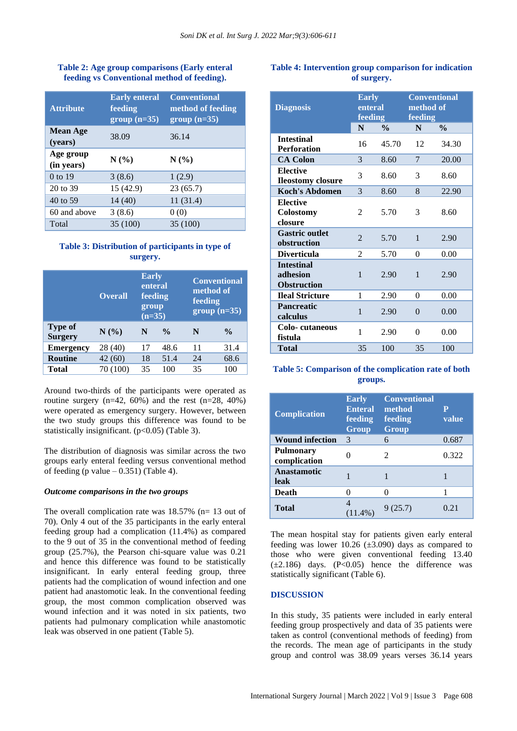**Table 2: Age group comparisons (Early enteral feeding vs Conventional method of feeding).**

| Attribute | Early enteral feeding group (n=35) | Conventional method of feeding group (n=35) |
|---|---|---|
| **Mean Age (years)** | 38.09 | 36.14 |
| **Age group (in years)** | **N (%)** | **N (%)** |
| 0 to 19 | 3 (8.6) | 1 (2.9) |
| 20 to 39 | 15 (42.9) | 23 (65.7) |
| 40 to 59 | 14 (40) | 11 (31.4) |
| 60 and above | 3 (8.6) | 0 (0) |
| Total | 35 (100) | 35 (100) |

**Table 3: Distribution of participants in type of surgery.**

| | Overall | Early enteral feeding group (n=35) | | Conventional method of feeding group (n=35) | |
|---|---|---|---|---|---|
| **Type of Surgery** | **N (%)** | **N** | **%** | **N** | **%** |
| **Emergency** | 28 (40) | 17 | 48.6 | 11 | 31.4 |
| **Routine** | 42 (60) | 18 | 51.4 | 24 | 68.6 |
| **Total** | 70 (100) | 35 | 100 | 35 | 100 |

Around two-thirds of the participants were operated as routine surgery (n=42, 60%) and the rest (n=28, 40%) were operated as emergency surgery. However, between the two study groups this difference was found to be statistically insignificant. ($p<0.05$) (Table 3).

The distribution of diagnosis was similar across the two groups early enteral feeding versus conventional method of feeding (p value – 0.351) (Table 4).

***Outcome comparisons in the two groups***

The overall complication rate was 18.57% (n= 13 out of 70). Only 4 out of the 35 participants in the early enteral feeding group had a complication (11.4%) as compared to the 9 out of 35 in the conventional method of feeding group (25.7%), the Pearson chi-square value was 0.21 and hence this difference was found to be statistically insignificant. In early enteral feeding group, three patients had the complication of wound infection and one patient had anastomotic leak. In the conventional feeding group, the most common complication observed was wound infection and it was noted in six patients, two patients had pulmonary complication while anastomotic leak was observed in one patient (Table 5).

**Table 4: Intervention group comparison for indication of surgery.**

| Diagnosis | Early enteral feeding | | Conventional method of feeding | |
|---|---|---|---|---|
| | **N** | **%** | **N** | **%** |
| **Intestinal Perforation** | 16 | 45.70 | 12 | 34.30 |
| **CA Colon** | 3 | 8.60 | 7 | 20.00 |
| **Elective Ileostomy closure** | 3 | 8.60 | 3 | 8.60 |
| **Koch's Abdomen** | 3 | 8.60 | 8 | 22.90 |
| **Elective Colostomy closure** | 2 | 5.70 | 3 | 8.60 |
| **Gastric outlet obstruction** | 2 | 5.70 | 1 | 2.90 |
| **Diverticula** | 2 | 5.70 | 0 | 0.00 |
| **Intestinal adhesion Obstruction** | 1 | 2.90 | 1 | 2.90 |
| **Ileal Stricture** | 1 | 2.90 | 0 | 0.00 |
| **Pancreatic calculus** | 1 | 2.90 | 0 | 0.00 |
| **Colo- cutaneous fistula** | 1 | 2.90 | 0 | 0.00 |
| **Total** | 35 | 100 | 35 | 100 |

**Table 5: Comparison of the complication rate of both groups.**

| Complication | Early Enteral feeding Group | Conventional method feeding Group | P value |
|---|---|---|---|
| **Wound infection** | 3 | 6 | 0.687 |
| **Pulmonary complication** | 0 | 2 | 0.322 |
| **Anastamotic leak** | 1 | 1 | 1 |
| **Death** | 0 | 0 | 1 |
| **Total** | 4 (11.4%) | 9 (25.7) | 0.21 |

The mean hospital stay for patients given early enteral feeding was lower 10.26 (±3.090) days as compared to those who were given conventional feeding 13.40 (±2.186) days. ($P<0.05$) hence the difference was statistically significant (Table 6).

## DISCUSSION

In this study, 35 patients were included in early enteral feeding group prospectively and data of 35 patients were taken as control (conventional methods of feeding) from the records. The mean age of participants in the study group and control was 38.09 years verses 36.14 years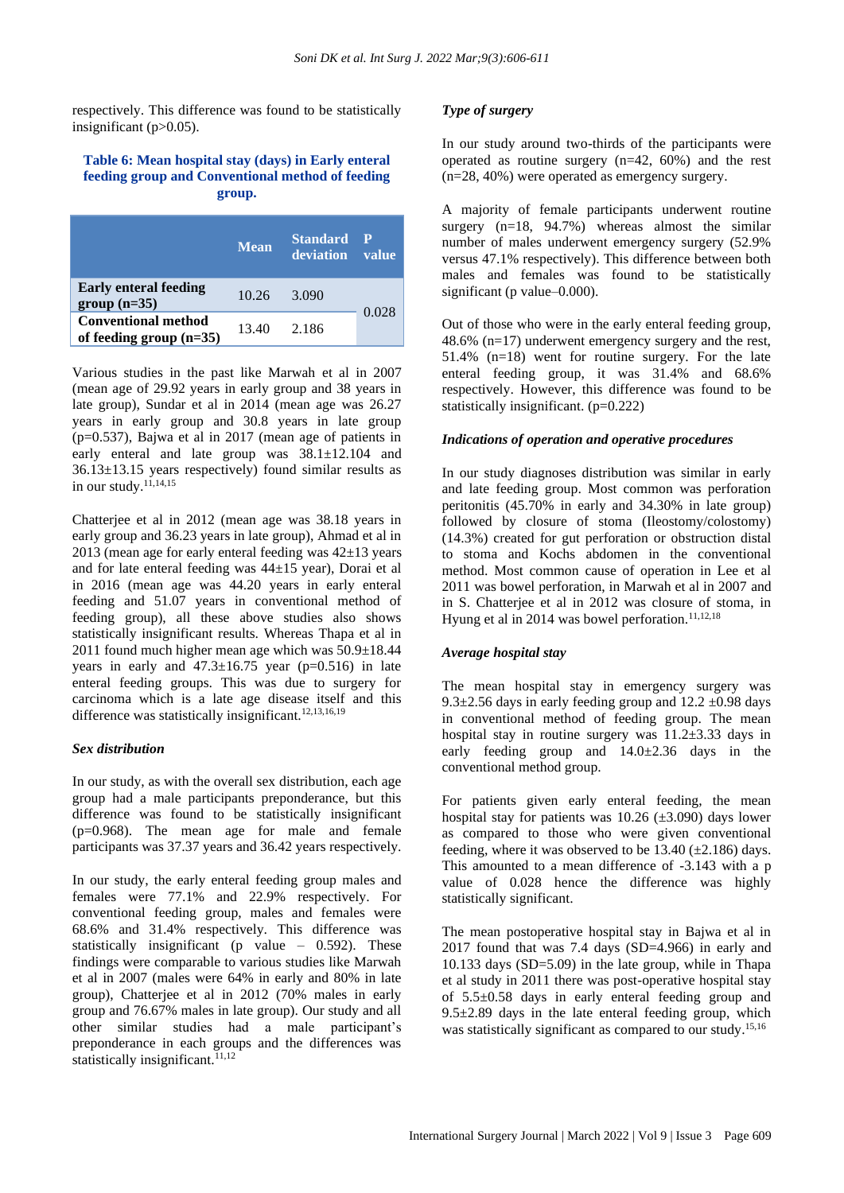respectively. This difference was found to be statistically insignificant (p>0.05).

**Table 6: Mean hospital stay (days) in Early enteral feeding group and Conventional method of feeding group.**

| | Mean | Standard deviation | P value |
|---|---|---|---|
| **Early enteral feeding group (n=35)** | 10.26 | 3.090 | 0.028 |
| **Conventional method of feeding group (n=35)** | 13.40 | 2.186 | |

Various studies in the past like Marwah et al in 2007 (mean age of 29.92 years in early group and 38 years in late group), Sundar et al in 2014 (mean age was 26.27 years in early group and 30.8 years in late group (p=0.537), Bajwa et al in 2017 (mean age of patients in early enteral and late group was 38.1±12.104 and 36.13±13.15 years respectively) found similar results as in our study.[11,14,15]

Chatterjee et al in 2012 (mean age was 38.18 years in early group and 36.23 years in late group), Ahmad et al in 2013 (mean age for early enteral feeding was 42±13 years and for late enteral feeding was 44±15 year), Dorai et al in 2016 (mean age was 44.20 years in early enteral feeding and 51.07 years in conventional method of feeding group), all these above studies also shows statistically insignificant results. Whereas Thapa et al in 2011 found much higher mean age which was 50.9±18.44 years in early and 47.3±16.75 year (p=0.516) in late enteral feeding groups. This was due to surgery for carcinoma which is a late age disease itself and this difference was statistically insignificant.[12,13,16,19]

### *Sex distribution*

In our study, as with the overall sex distribution, each age group had a male participants preponderance, but this difference was found to be statistically insignificant (p=0.968). The mean age for male and female participants was 37.37 years and 36.42 years respectively.

In our study, the early enteral feeding group males and females were 77.1% and 22.9% respectively. For conventional feeding group, males and females were 68.6% and 31.4% respectively. This difference was statistically insignificant (p value – 0.592). These findings were comparable to various studies like Marwah et al in 2007 (males were 64% in early and 80% in late group), Chatterjee et al in 2012 (70% males in early group and 76.67% males in late group). Our study and all other similar studies had a male participant's preponderance in each groups and the differences was statistically insignificant.[11,12]

### *Type of surgery*

In our study around two-thirds of the participants were operated as routine surgery (n=42, 60%) and the rest (n=28, 40%) were operated as emergency surgery.

A majority of female participants underwent routine surgery (n=18, 94.7%) whereas almost the similar number of males underwent emergency surgery (52.9% versus 47.1% respectively). This difference between both males and females was found to be statistically significant (p value–0.000).

Out of those who were in the early enteral feeding group, 48.6% (n=17) underwent emergency surgery and the rest, 51.4% (n=18) went for routine surgery. For the late enteral feeding group, it was 31.4% and 68.6% respectively. However, this difference was found to be statistically insignificant. (p=0.222)

### *Indications of operation and operative procedures*

In our study diagnoses distribution was similar in early and late feeding group. Most common was perforation peritonitis (45.70% in early and 34.30% in late group) followed by closure of stoma (Ileostomy/colostomy) (14.3%) created for gut perforation or obstruction distal to stoma and Kochs abdomen in the conventional method. Most common cause of operation in Lee et al 2011 was bowel perforation, in Marwah et al in 2007 and in S. Chatterjee et al in 2012 was closure of stoma, in Hyung et al in 2014 was bowel perforation.[11,12,18]

### *Average hospital stay*

The mean hospital stay in emergency surgery was 9.3±2.56 days in early feeding group and 12.2 ±0.98 days in conventional method of feeding group. The mean hospital stay in routine surgery was 11.2±3.33 days in early feeding group and 14.0±2.36 days in the conventional method group.

For patients given early enteral feeding, the mean hospital stay for patients was 10.26 (±3.090) days lower as compared to those who were given conventional feeding, where it was observed to be 13.40 (±2.186) days. This amounted to a mean difference of -3.143 with a p value of 0.028 hence the difference was highly statistically significant.

The mean postoperative hospital stay in Bajwa et al in 2017 found that was 7.4 days (SD=4.966) in early and 10.133 days (SD=5.09) in the late group, while in Thapa et al study in 2011 there was post-operative hospital stay of 5.5±0.58 days in early enteral feeding group and 9.5±2.89 days in the late enteral feeding group, which was statistically significant as compared to our study.[15,16]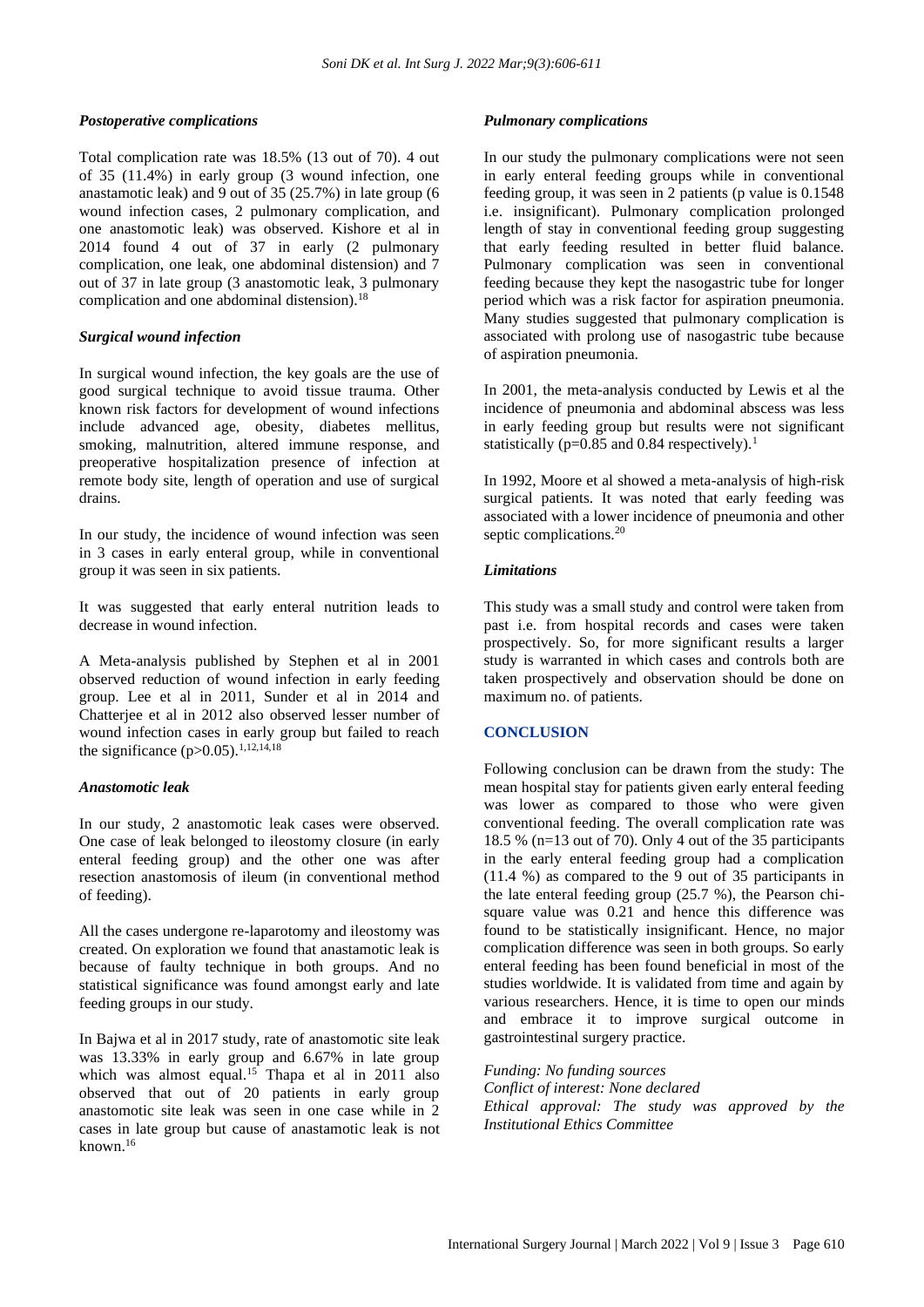### *Postoperative complications*

Total complication rate was 18.5% (13 out of 70). 4 out of 35 (11.4%) in early group (3 wound infection, one anastamotic leak) and 9 out of 35 (25.7%) in late group (6 wound infection cases, 2 pulmonary complication, and one anastomotic leak) was observed. Kishore et al in 2014 found 4 out of 37 in early (2 pulmonary complication, one leak, one abdominal distension) and 7 out of 37 in late group (3 anastomotic leak, 3 pulmonary complication and one abdominal distension).[18]

### *Surgical wound infection*

In surgical wound infection, the key goals are the use of good surgical technique to avoid tissue trauma. Other known risk factors for development of wound infections include advanced age, obesity, diabetes mellitus, smoking, malnutrition, altered immune response, and preoperative hospitalization presence of infection at remote body site, length of operation and use of surgical drains.

In our study, the incidence of wound infection was seen in 3 cases in early enteral group, while in conventional group it was seen in six patients.

It was suggested that early enteral nutrition leads to decrease in wound infection.

A Meta-analysis published by Stephen et al in 2001 observed reduction of wound infection in early feeding group. Lee et al in 2011, Sunder et al in 2014 and Chatterjee et al in 2012 also observed lesser number of wound infection cases in early group but failed to reach the significance ($p>0.05$).[1,12,14,18]

### *Anastomotic leak*

In our study, 2 anastomotic leak cases were observed. One case of leak belonged to ileostomy closure (in early enteral feeding group) and the other one was after resection anastomosis of ileum (in conventional method of feeding).

All the cases undergone re-laparotomy and ileostomy was created. On exploration we found that anastamotic leak is because of faulty technique in both groups. And no statistical significance was found amongst early and late feeding groups in our study.

In Bajwa et al in 2017 study, rate of anastomotic site leak was 13.33% in early group and 6.67% in late group which was almost equal.[15] Thapa et al in 2011 also observed that out of 20 patients in early group anastomotic site leak was seen in one case while in 2 cases in late group but cause of anastamotic leak is not known.[16]

### *Pulmonary complications*

In our study the pulmonary complications were not seen in early enteral feeding groups while in conventional feeding group, it was seen in 2 patients (p value is 0.1548 i.e. insignificant). Pulmonary complication prolonged length of stay in conventional feeding group suggesting that early feeding resulted in better fluid balance. Pulmonary complication was seen in conventional feeding because they kept the nasogastric tube for longer period which was a risk factor for aspiration pneumonia. Many studies suggested that pulmonary complication is associated with prolong use of nasogastric tube because of aspiration pneumonia.

In 2001, the meta-analysis conducted by Lewis et al the incidence of pneumonia and abdominal abscess was less in early feeding group but results were not significant statistically ($p=0.85$ and 0.84 respectively).[1]

In 1992, Moore et al showed a meta-analysis of high-risk surgical patients. It was noted that early feeding was associated with a lower incidence of pneumonia and other septic complications.[20]

### *Limitations*

This study was a small study and control were taken from past i.e. from hospital records and cases were taken prospectively. So, for more significant results a larger study is warranted in which cases and controls both are taken prospectively and observation should be done on maximum no. of patients.

## CONCLUSION

Following conclusion can be drawn from the study: The mean hospital stay for patients given early enteral feeding was lower as compared to those who were given conventional feeding. The overall complication rate was 18.5 % (n=13 out of 70). Only 4 out of the 35 participants in the early enteral feeding group had a complication (11.4 %) as compared to the 9 out of 35 participants in the late enteral feeding group (25.7 %), the Pearson chi-square value was 0.21 and hence this difference was found to be statistically insignificant. Hence, no major complication difference was seen in both groups. So early enteral feeding has been found beneficial in most of the studies worldwide. It is validated from time and again by various researchers. Hence, it is time to open our minds and embrace it to improve surgical outcome in gastrointestinal surgery practice.

*Funding: No funding sources*
*Conflict of interest: None declared*
*Ethical approval: The study was approved by the Institutional Ethics Committee*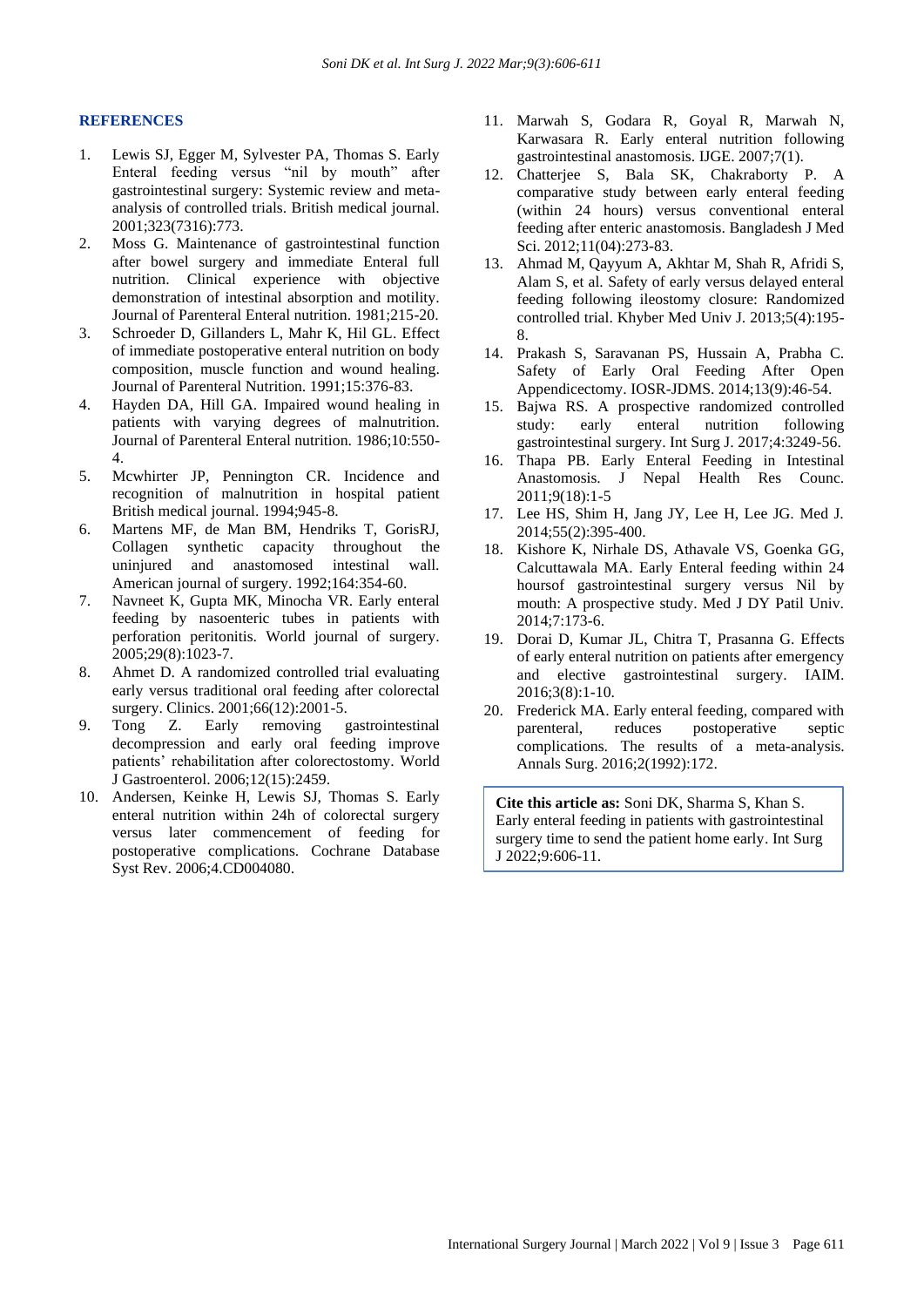## REFERENCES

1. Lewis SJ, Egger M, Sylvester PA, Thomas S. Early Enteral feeding versus "nil by mouth" after gastrointestinal surgery: Systemic review and meta-analysis of controlled trials. British medical journal. 2001;323(7316):773.
2. Moss G. Maintenance of gastrointestinal function after bowel surgery and immediate Enteral full nutrition. Clinical experience with objective demonstration of intestinal absorption and motility. Journal of Parenteral Enteral nutrition. 1981;215-20.
3. Schroeder D, Gillanders L, Mahr K, Hil GL. Effect of immediate postoperative enteral nutrition on body composition, muscle function and wound healing. Journal of Parenteral Nutrition. 1991;15:376-83.
4. Hayden DA, Hill GA. Impaired wound healing in patients with varying degrees of malnutrition. Journal of Parenteral Enteral nutrition. 1986;10:550-4.
5. Mcwhirter JP, Pennington CR. Incidence and recognition of malnutrition in hospital patient British medical journal. 1994;945-8.
6. Martens MF, de Man BM, Hendriks T, GorisRJ, Collagen synthetic capacity throughout the uninjured and anastomosed intestinal wall. American journal of surgery. 1992;164:354-60.
7. Navneet K, Gupta MK, Minocha VR. Early enteral feeding by nasoenteric tubes in patients with perforation peritonitis. World journal of surgery. 2005;29(8):1023-7.
8. Ahmet D. A randomized controlled trial evaluating early versus traditional oral feeding after colorectal surgery. Clinics. 2001;66(12):2001-5.
9. Tong Z. Early removing gastrointestinal decompression and early oral feeding improve patients' rehabilitation after colorectostomy. World J Gastroenterol. 2006;12(15):2459.
10. Andersen, Keinke H, Lewis SJ, Thomas S. Early enteral nutrition within 24h of colorectal surgery versus later commencement of feeding for postoperative complications. Cochrane Database Syst Rev. 2006;4.CD004080.
11. Marwah S, Godara R, Goyal R, Marwah N, Karwasara R. Early enteral nutrition following gastrointestinal anastomosis. IJGE. 2007;7(1).
12. Chatterjee S, Bala SK, Chakraborty P. A comparative study between early enteral feeding (within 24 hours) versus conventional enteral feeding after enteric anastomosis. Bangladesh J Med Sci. 2012;11(04):273-83.
13. Ahmad M, Qayyum A, Akhtar M, Shah R, Afridi S, Alam S, et al. Safety of early versus delayed enteral feeding following ileostomy closure: Randomized controlled trial. Khyber Med Univ J. 2013;5(4):195-8.
14. Prakash S, Saravanan PS, Hussain A, Prabha C. Safety of Early Oral Feeding After Open Appendicectomy. IOSR-JDMS. 2014;13(9):46-54.
15. Bajwa RS. A prospective randomized controlled study: early enteral nutrition following gastrointestinal surgery. Int Surg J. 2017;4:3249-56.
16. Thapa PB. Early Enteral Feeding in Intestinal Anastomosis. J Nepal Health Res Counc. 2011;9(18):1-5
17. Lee HS, Shim H, Jang JY, Lee H, Lee JG. Med J. 2014;55(2):395-400.
18. Kishore K, Nirhale DS, Athavale VS, Goenka GG, Calcuttawala MA. Early Enteral feeding within 24 hoursof gastrointestinal surgery versus Nil by mouth: A prospective study. Med J DY Patil Univ. 2014;7:173-6.
19. Dorai D, Kumar JL, Chitra T, Prasanna G. Effects of early enteral nutrition on patients after emergency and elective gastrointestinal surgery. IAIM. 2016;3(8):1-10.
20. Frederick MA. Early enteral feeding, compared with parenteral, reduces postoperative septic complications. The results of a meta-analysis. Annals Surg. 2016;2(1992):172.

**Cite this article as:** Soni DK, Sharma S, Khan S. Early enteral feeding in patients with gastrointestinal surgery time to send the patient home early. Int Surg J 2022;9:606-11.